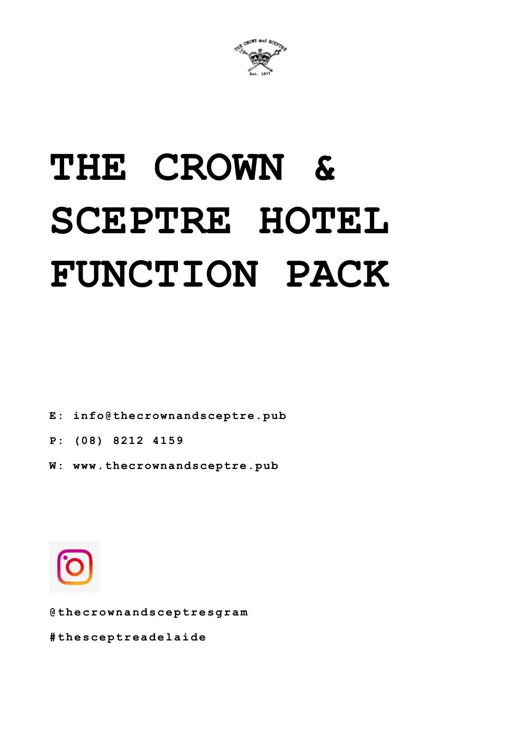# THE CROWN & SCEPTRE HOTEL FUNCTION PACK

**E: info@thecrownandsceptre.pub**

**P: (08) 8212 4159**

**W: www.thecrownandsceptre.pub**

**@thecrownandsceptresgram**

**#thesceptreadelaide**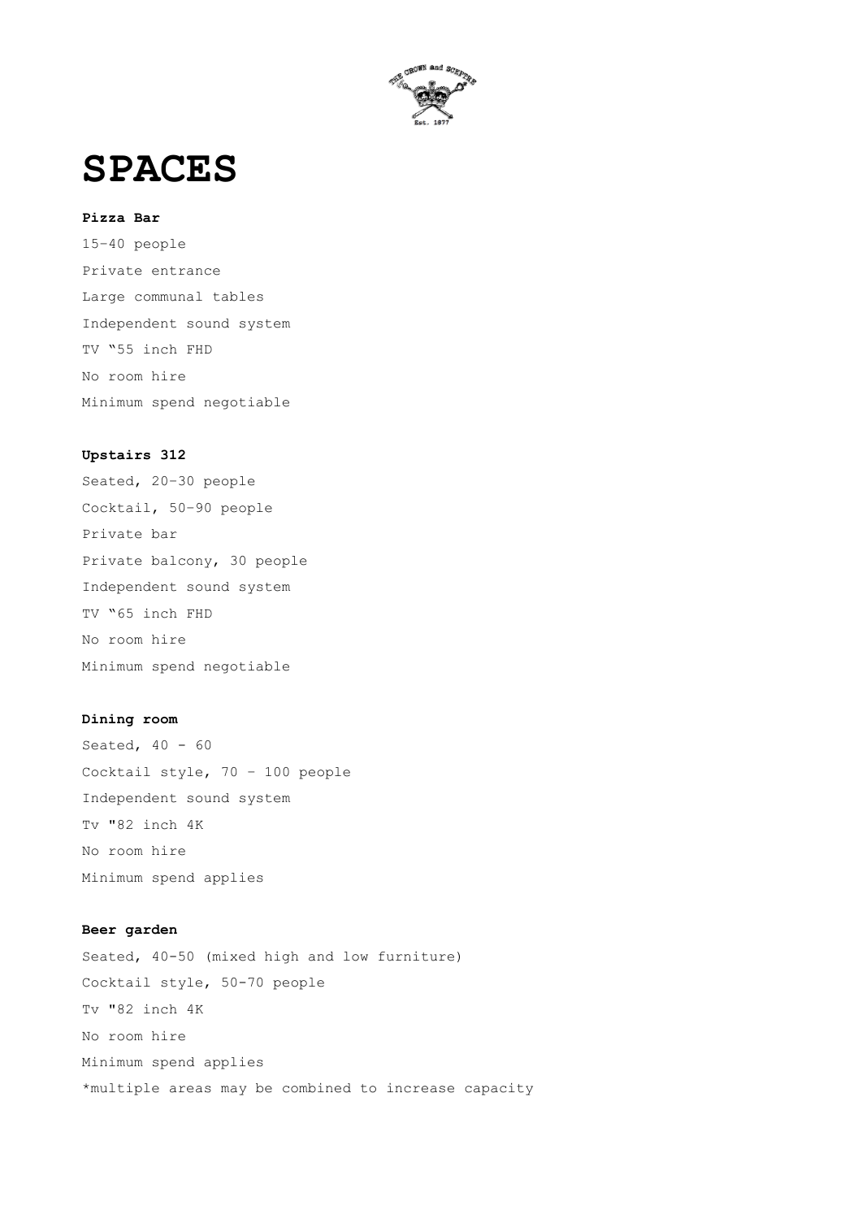# SPACES

**Pizza Bar**

15-40 people

Private entrance

Large communal tables

Independent sound system

TV "55 inch FHD

No room hire

Minimum spend negotiable

**Upstairs 312**

Seated, 20-30 people

Cocktail, 50-90 people

Private bar

Private balcony, 30 people

Independent sound system

TV "65 inch FHD

No room hire

Minimum spend negotiable

**Dining room**

Seated, 40 - 60

Cocktail style, 70 – 100 people

Independent sound system

Tv "82 inch 4K

No room hire

Minimum spend applies

**Beer garden**

Seated, 40-50 (mixed high and low furniture)

Cocktail style, 50-70 people

Tv "82 inch 4K

No room hire

Minimum spend applies

*multiple areas may be combined to increase capacity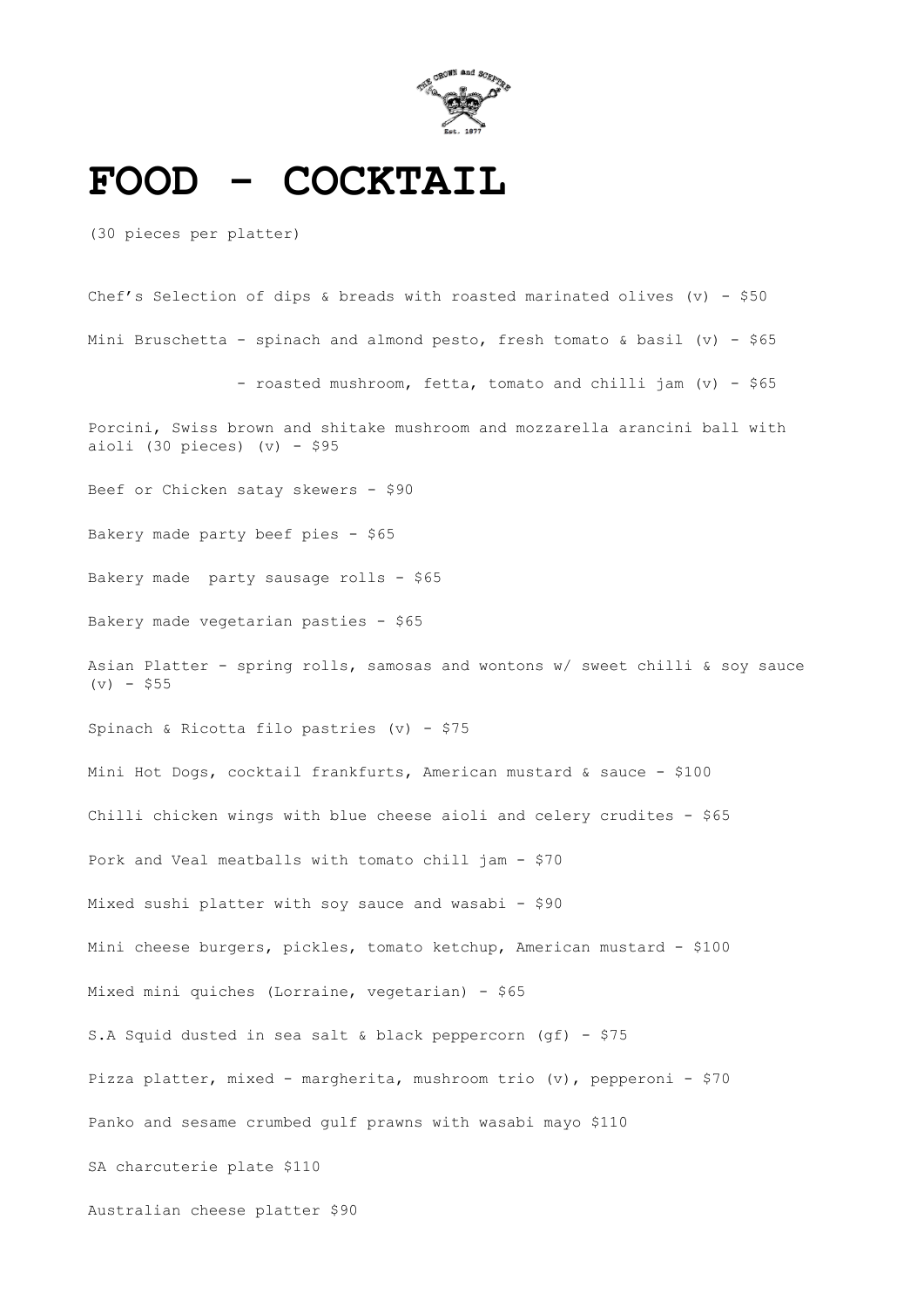# FOOD - COCKTAIL

(30 pieces per platter)

Chef's Selection of dips & breads with roasted marinated olives (v) - $50

Mini Bruschetta - spinach and almond pesto, fresh tomato & basil (v) - $65

- roasted mushroom, fetta, tomato and chilli jam (v) - $65

Porcini, Swiss brown and shitake mushroom and mozzarella arancini ball with aioli (30 pieces) (v) - $95

Beef or Chicken satay skewers - $90

Bakery made party beef pies - $65

Bakery made party sausage rolls - $65

Bakery made vegetarian pasties - $65

Asian Platter - spring rolls, samosas and wontons w/ sweet chilli & soy sauce (v) - $55

Spinach & Ricotta filo pastries (v) - $75

Mini Hot Dogs, cocktail frankfurts, American mustard & sauce - $100

Chilli chicken wings with blue cheese aioli and celery crudites - $65

Pork and Veal meatballs with tomato chill jam - $70

Mixed sushi platter with soy sauce and wasabi - $90

Mini cheese burgers, pickles, tomato ketchup, American mustard - $100

Mixed mini quiches (Lorraine, vegetarian) - $65

S.A Squid dusted in sea salt & black peppercorn (gf) - $75

Pizza platter, mixed - margherita, mushroom trio (v), pepperoni - $70

Panko and sesame crumbed gulf prawns with wasabi mayo $110

SA charcuterie plate $110

Australian cheese platter $90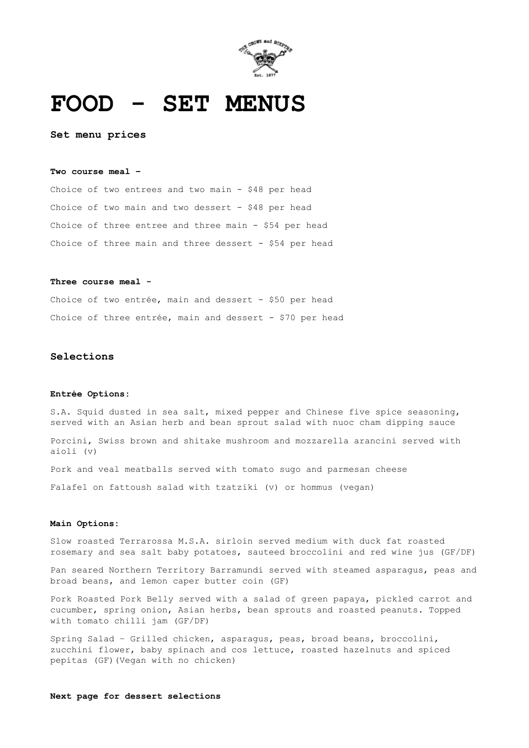# FOOD - SET MENUS

### Set menu prices

**Two course meal –**

Choice of two entrees and two main - $48 per head

Choice of two main and two dessert - $48 per head

Choice of three entree and three main - $54 per head

Choice of three main and three dessert - $54 per head

**Three course meal -**

Choice of two entrée, main and dessert - $50 per head

Choice of three entrée, main and dessert - $70 per head

## Selections

**Entrée Options:**

S.A. Squid dusted in sea salt, mixed pepper and Chinese five spice seasoning, served with an Asian herb and bean sprout salad with nuoc cham dipping sauce

Porcini, Swiss brown and shitake mushroom and mozzarella arancini served with aioli (v)

Pork and veal meatballs served with tomato sugo and parmesan cheese

Falafel on fattoush salad with tzatziki (v) or hommus (vegan)

**Main Options:**

Slow roasted Terrarossa M.S.A. sirloin served medium with duck fat roasted rosemary and sea salt baby potatoes, sauteed broccolini and red wine jus (GF/DF)

Pan seared Northern Territory Barramundi served with steamed asparagus, peas and broad beans, and lemon caper butter coin (GF)

Pork Roasted Pork Belly served with a salad of green papaya, pickled carrot and cucumber, spring onion, Asian herbs, bean sprouts and roasted peanuts. Topped with tomato chilli jam (GF/DF)

Spring Salad – Grilled chicken, asparagus, peas, broad beans, broccolini, zucchini flower, baby spinach and cos lettuce, roasted hazelnuts and spiced pepitas (GF)(Vegan with no chicken)

**Next page for dessert selections**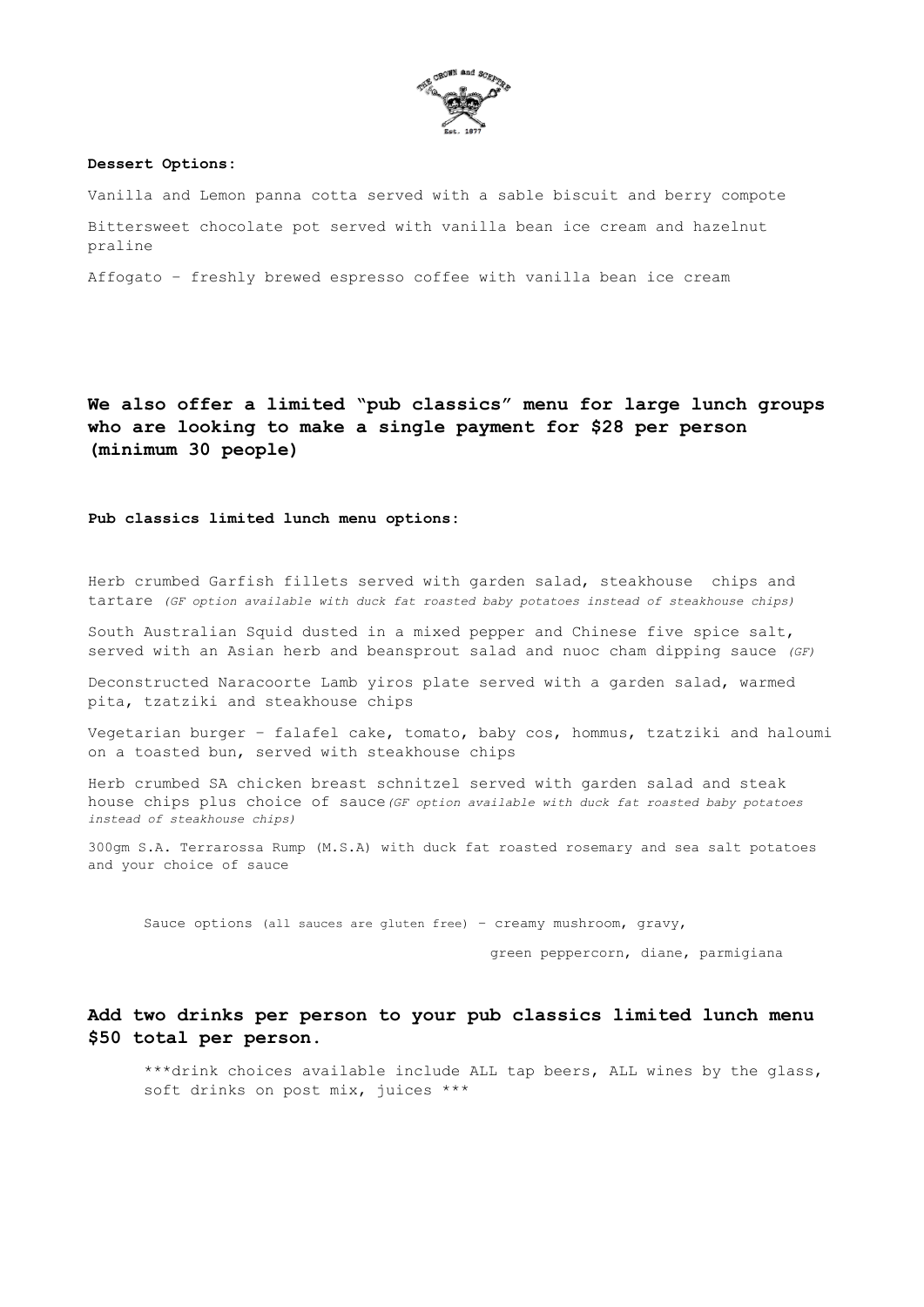**Dessert Options:**

Vanilla and Lemon panna cotta served with a sable biscuit and berry compote

Bittersweet chocolate pot served with vanilla bean ice cream and hazelnut praline

Affogato – freshly brewed espresso coffee with vanilla bean ice cream

## We also offer a limited "pub classics" menu for large lunch groups who are looking to make a single payment for $28 per person (minimum 30 people)

**Pub classics limited lunch menu options:**

Herb crumbed Garfish fillets served with garden salad, steakhouse chips and tartare *(GF option available with duck fat roasted baby potatoes instead of steakhouse chips)*

South Australian Squid dusted in a mixed pepper and Chinese five spice salt, served with an Asian herb and beansprout salad and nuoc cham dipping sauce *(GF)*

Deconstructed Naracoorte Lamb yiros plate served with a garden salad, warmed pita, tzatziki and steakhouse chips

Vegetarian burger – falafel cake, tomato, baby cos, hommus, tzatziki and haloumi on a toasted bun, served with steakhouse chips

Herb crumbed SA chicken breast schnitzel served with garden salad and steak house chips plus choice of sauce *(GF option available with duck fat roasted baby potatoes instead of steakhouse chips)*

300gm S.A. Terrarossa Rump (M.S.A) with duck fat roasted rosemary and sea salt potatoes and your choice of sauce

Sauce options (all sauces are gluten free) – creamy mushroom, gravy, green peppercorn, diane, parmigiana

## Add two drinks per person to your pub classics limited lunch menu $50 total per person.

\*\*\*drink choices available include ALL tap beers, ALL wines by the glass, soft drinks on post mix, juices \*\*\*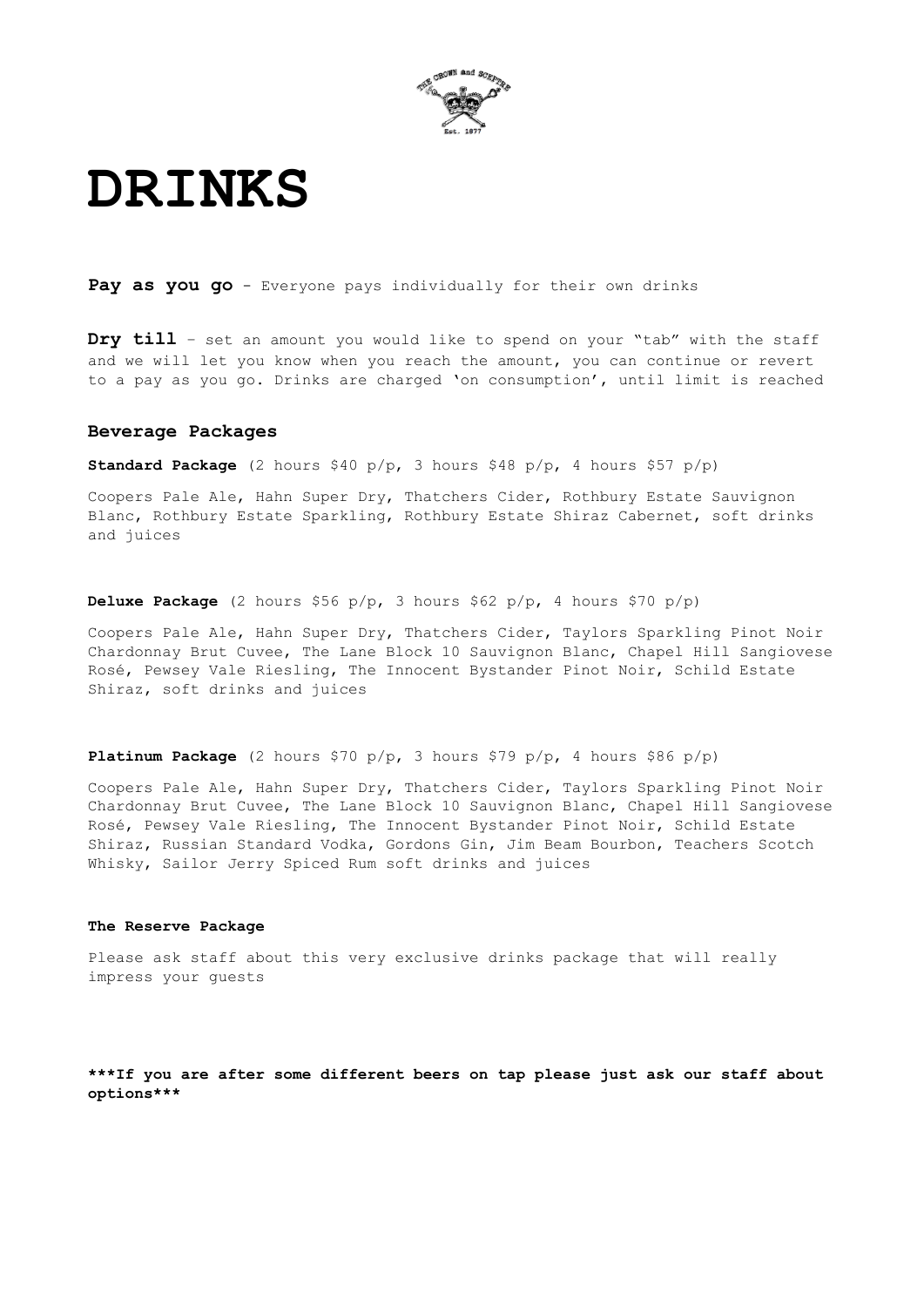# DRINKS

**Pay as you go** - Everyone pays individually for their own drinks

**Dry till** – set an amount you would like to spend on your "tab" with the staff and we will let you know when you reach the amount, you can continue or revert to a pay as you go. Drinks are charged 'on consumption', until limit is reached

## Beverage Packages

**Standard Package** (2 hours $40 p/p, 3 hours $48 p/p, 4 hours $57 p/p)

Coopers Pale Ale, Hahn Super Dry, Thatchers Cider, Rothbury Estate Sauvignon Blanc, Rothbury Estate Sparkling, Rothbury Estate Shiraz Cabernet, soft drinks and juices

**Deluxe Package** (2 hours $56 p/p, 3 hours $62 p/p, 4 hours $70 p/p)

Coopers Pale Ale, Hahn Super Dry, Thatchers Cider, Taylors Sparkling Pinot Noir Chardonnay Brut Cuvee, The Lane Block 10 Sauvignon Blanc, Chapel Hill Sangiovese Rosé, Pewsey Vale Riesling, The Innocent Bystander Pinot Noir, Schild Estate Shiraz, soft drinks and juices

**Platinum Package** (2 hours $70 p/p, 3 hours $79 p/p, 4 hours $86 p/p)

Coopers Pale Ale, Hahn Super Dry, Thatchers Cider, Taylors Sparkling Pinot Noir Chardonnay Brut Cuvee, The Lane Block 10 Sauvignon Blanc, Chapel Hill Sangiovese Rosé, Pewsey Vale Riesling, The Innocent Bystander Pinot Noir, Schild Estate Shiraz, Russian Standard Vodka, Gordons Gin, Jim Beam Bourbon, Teachers Scotch Whisky, Sailor Jerry Spiced Rum soft drinks and juices

**The Reserve Package**

Please ask staff about this very exclusive drinks package that will really impress your guests

**\*\*\*If you are after some different beers on tap please just ask our staff about options\*\*\***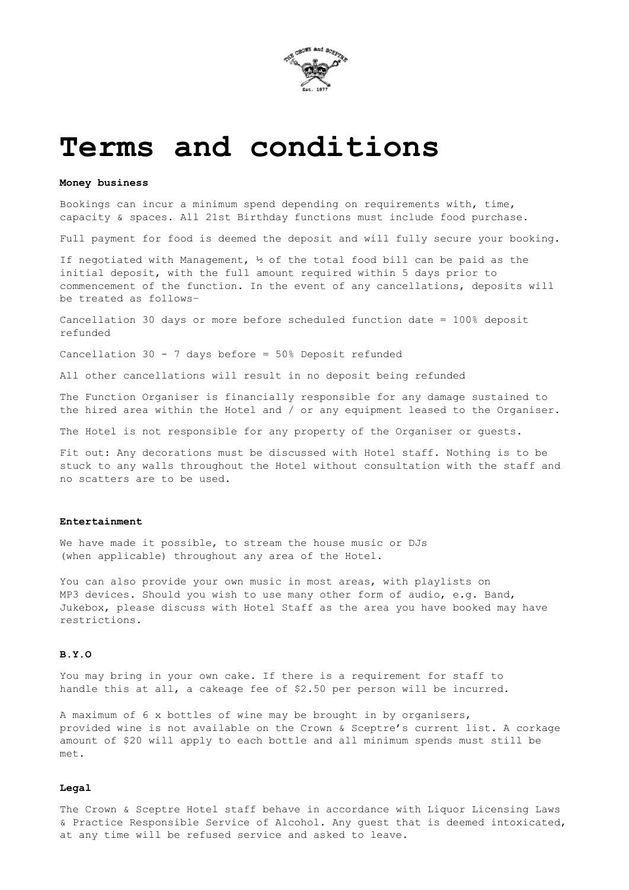# Terms and conditions

**Money business**

Bookings can incur a minimum spend depending on requirements with, time, capacity & spaces. All 21st Birthday functions must include food purchase.

Full payment for food is deemed the deposit and will fully secure your booking.

If negotiated with Management, ½ of the total food bill can be paid as the initial deposit, with the full amount required within 5 days prior to commencement of the function. In the event of any cancellations, deposits will be treated as follows–

Cancellation 30 days or more before scheduled function date = 100% deposit refunded

Cancellation 30 - 7 days before = 50% Deposit refunded

All other cancellations will result in no deposit being refunded

The Function Organiser is financially responsible for any damage sustained to the hired area within the Hotel and / or any equipment leased to the Organiser.

The Hotel is not responsible for any property of the Organiser or guests.

Fit out: Any decorations must be discussed with Hotel staff. Nothing is to be stuck to any walls throughout the Hotel without consultation with the staff and no scatters are to be used.

**Entertainment**

We have made it possible, to stream the house music or DJs (when applicable) throughout any area of the Hotel.

You can also provide your own music in most areas, with playlists on MP3 devices. Should you wish to use many other form of audio, e.g. Band, Jukebox, please discuss with Hotel Staff as the area you have booked may have restrictions.

**B.Y.O**

You may bring in your own cake. If there is a requirement for staff to handle this at all, a cakeage fee of $2.50 per person will be incurred.

A maximum of 6 x bottles of wine may be brought in by organisers, provided wine is not available on the Crown & Sceptre's current list. A corkage amount of $20 will apply to each bottle and all minimum spends must still be met.

**Legal**

The Crown & Sceptre Hotel staff behave in accordance with Liquor Licensing Laws & Practice Responsible Service of Alcohol. Any guest that is deemed intoxicated, at any time will be refused service and asked to leave.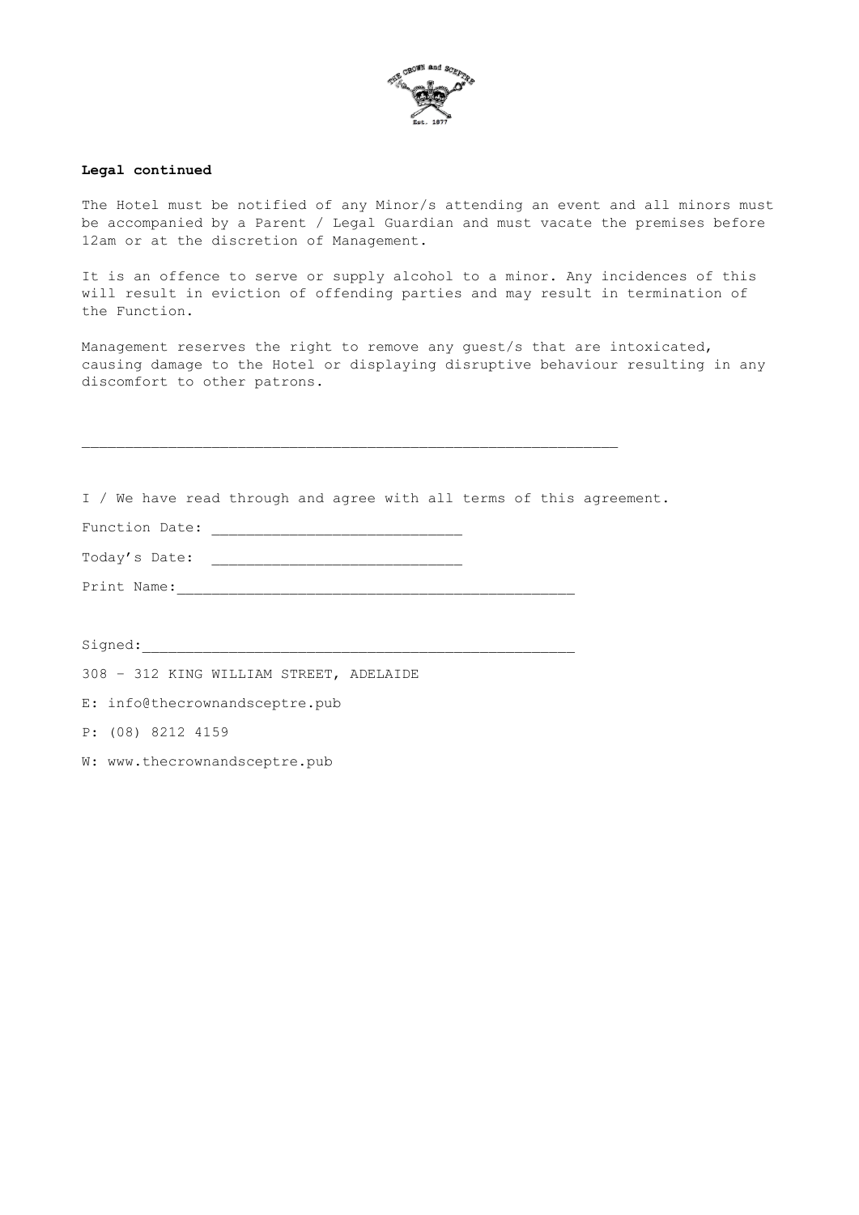**Legal continued**

The Hotel must be notified of any Minor/s attending an event and all minors must be accompanied by a Parent / Legal Guardian and must vacate the premises before 12am or at the discretion of Management.

It is an offence to serve or supply alcohol to a minor. Any incidences of this will result in eviction of offending parties and may result in termination of the Function.

Management reserves the right to remove any guest/s that are intoxicated, causing damage to the Hotel or displaying disruptive behaviour resulting in any discomfort to other patrons.

______________________________________________________________

I / We have read through and agree with all terms of this agreement.

Function Date: ____________________________

Today's Date: ____________________________

Print Name:____________________________________________

Signed:________________________________________________

308 – 312 KING WILLIAM STREET, ADELAIDE

E: info@thecrownandsceptre.pub

P: (08) 8212 4159

W: www.thecrownandsceptre.pub